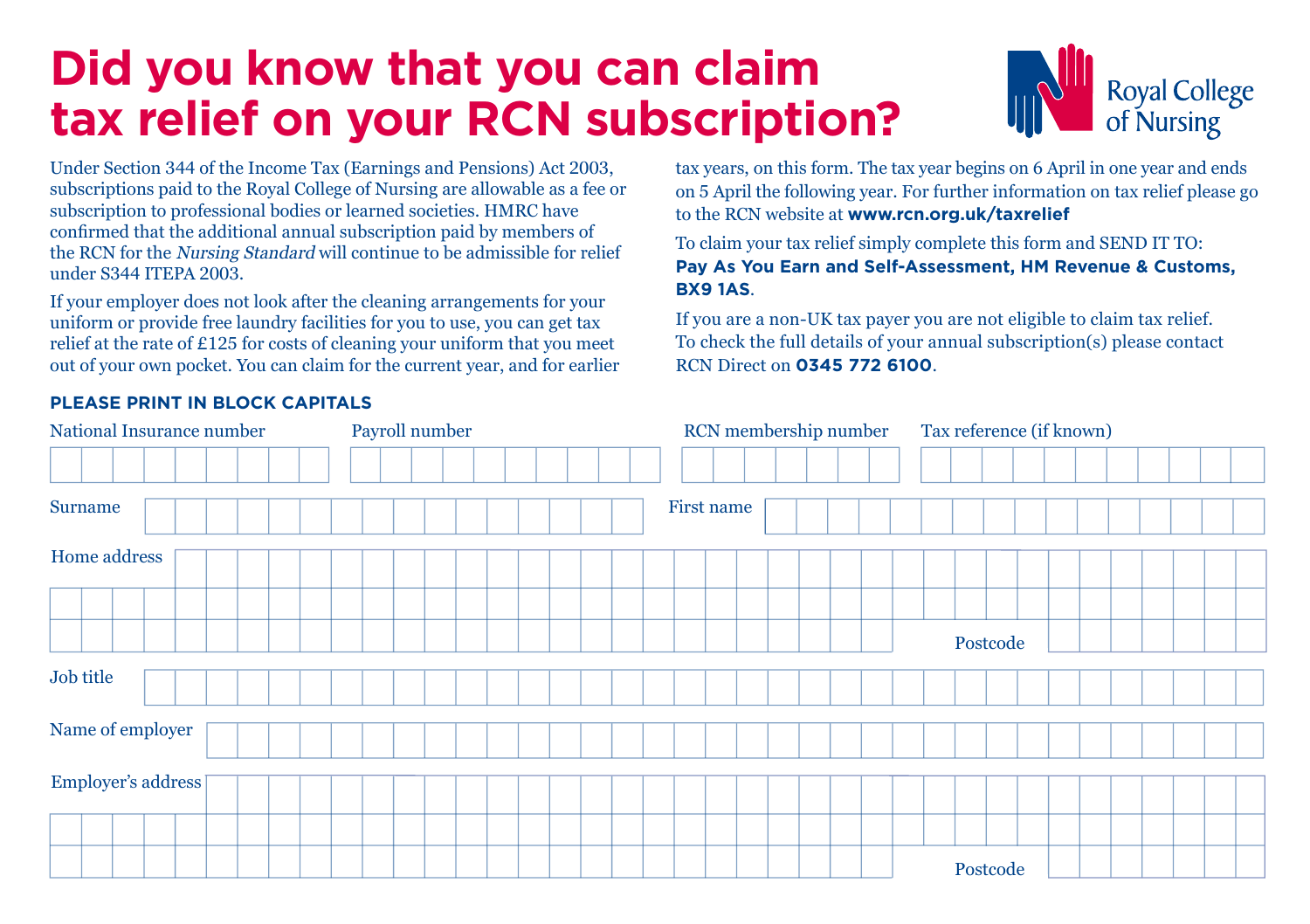# Did you know that you can claim tax relief on your RCN subscription?

Royal College of Nursing

Under Section 344 of the Income Tax (Earnings and Pensions) Act 2003, subscriptions paid to the Royal College of Nursing are allowable as a fee or subscription to professional bodies or learned societies. HMRC have confirmed that the additional annual subscription paid by members of the RCN for the *Nursing Standard* will continue to be admissible for relief under S344 ITEPA 2003.

If your employer does not look after the cleaning arrangements for your uniform or provide free laundry facilities for you to use, you can get tax relief at the rate of £125 for costs of cleaning your uniform that you meet out of your own pocket. You can claim for the current year, and for earlier tax years, on this form. The tax year begins on 6 April in one year and ends on 5 April the following year. For further information on tax relief please go to the RCN website at **www.rcn.org.uk/taxrelief**

To claim your tax relief simply complete this form and SEND IT TO: **Pay As You Earn and Self-Assessment, HM Revenue & Customs, BX9 1AS**.

If you are a non-UK tax payer you are not eligible to claim tax relief. To check the full details of your annual subscription(s) please contact RCN Direct on **0345 772 6100**.

**PLEASE PRINT IN BLOCK CAPITALS**

National Insurance number

Payroll number

RCN membership number

Tax reference (if known)

Surname

First name

Home address

Postcode

Job title

Name of employer

Employer's address

Postcode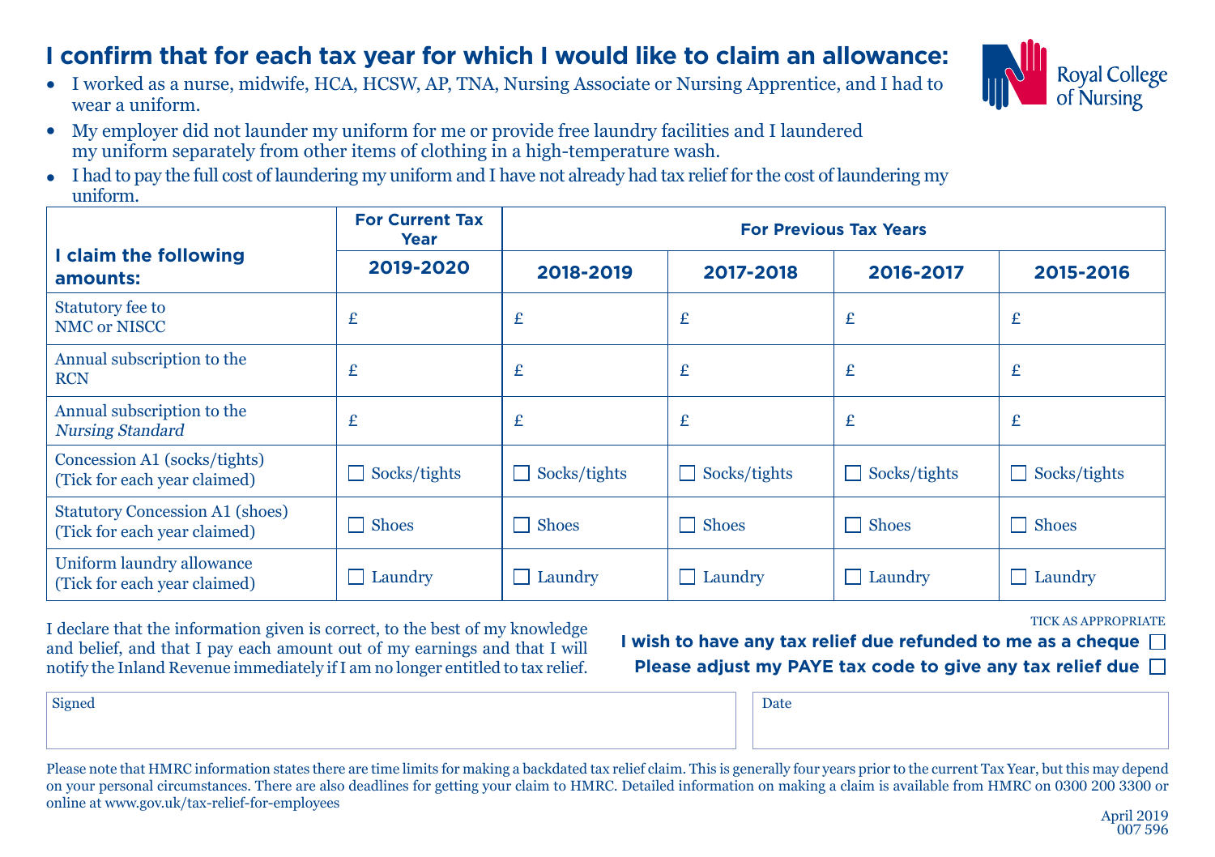## I confirm that for each tax year for which I would like to claim an allowance:

Royal College of Nursing

- I worked as a nurse, midwife, HCA, HCSW, AP, TNA, Nursing Associate or Nursing Apprentice, and I had to wear a uniform.
- My employer did not launder my uniform for me or provide free laundry facilities and I laundered my uniform separately from other items of clothing in a high-temperature wash.
- I had to pay the full cost of laundering my uniform and I have not already had tax relief for the cost of laundering my uniform.

| **I claim the following amounts:** | **For Current Tax Year** | **For Previous Tax Years** | | | |
|---|---|---|---|---|---|
| | **2019-2020** | **2018-2019** | **2017-2018** | **2016-2017** | **2015-2016** |
| Statutory fee to NMC or NISCC | £ | £ | £ | £ | £ |
| Annual subscription to the RCN | £ | £ | £ | £ | £ |
| Annual subscription to the *Nursing Standard* | £ | £ | £ | £ | £ |
| Concession A1 (socks/tights) (Tick for each year claimed) | ☐ Socks/tights | ☐ Socks/tights | ☐ Socks/tights | ☐ Socks/tights | ☐ Socks/tights |
| Statutory Concession A1 (shoes) (Tick for each year claimed) | ☐ Shoes | ☐ Shoes | ☐ Shoes | ☐ Shoes | ☐ Shoes |
| Uniform laundry allowance (Tick for each year claimed) | ☐ Laundry | ☐ Laundry | ☐ Laundry | ☐ Laundry | ☐ Laundry |

I declare that the information given is correct, to the best of my knowledge and belief, and that I pay each amount out of my earnings and that I will notify the Inland Revenue immediately if I am no longer entitled to tax relief.

TICK AS APPROPRIATE

**I wish to have any tax relief due refunded to me as a cheque** ☐

**Please adjust my PAYE tax code to give any tax relief due** ☐

Signed

Date

Please note that HMRC information states there are time limits for making a backdated tax relief claim. This is generally four years prior to the current Tax Year, but this may depend on your personal circumstances. There are also deadlines for getting your claim to HMRC. Detailed information on making a claim is available from HMRC on 0300 200 3300 or online at www.gov.uk/tax-relief-for-employees

April 2019
007 596